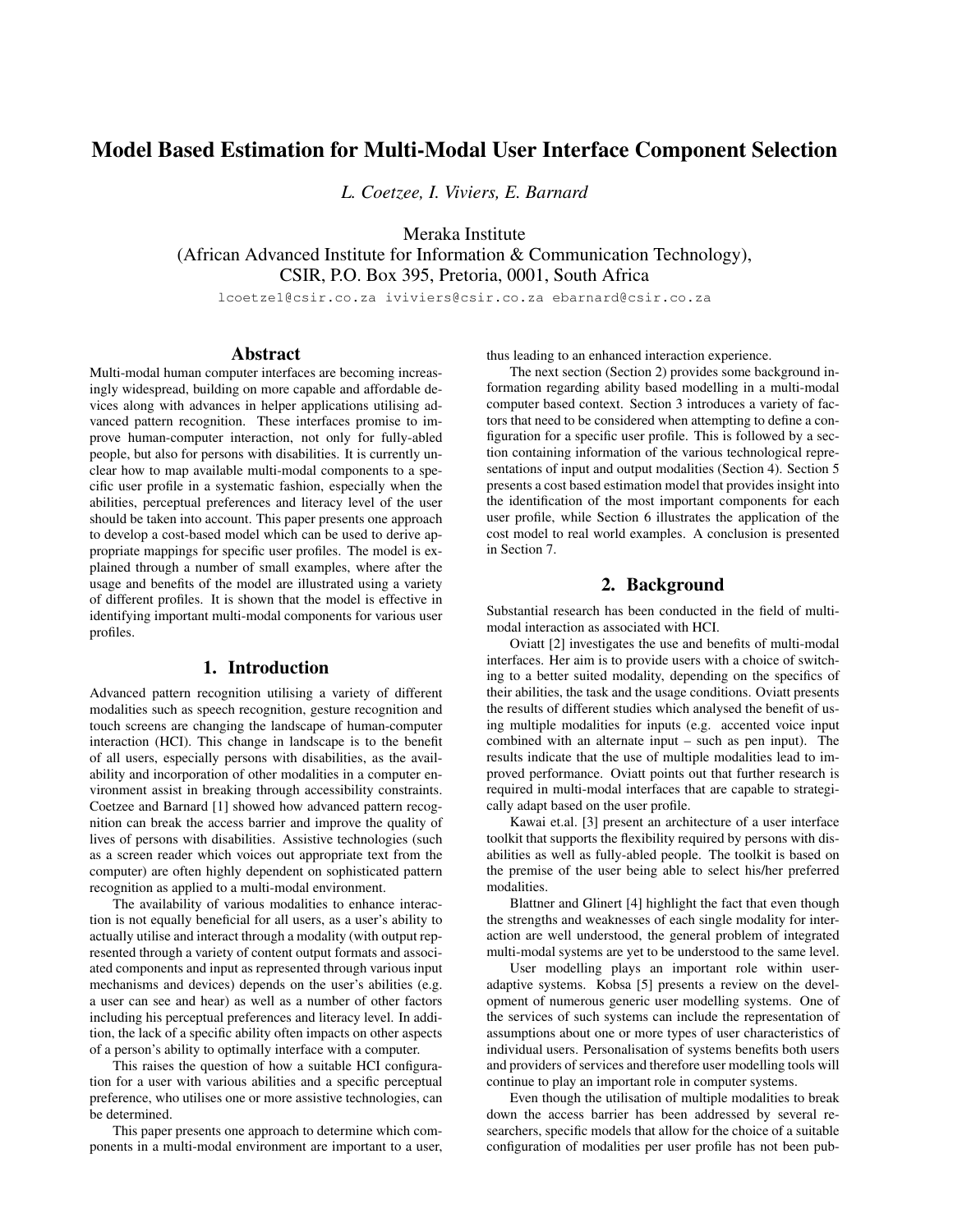# Model Based Estimation for Multi-Modal User Interface Component Selection

*L. Coetzee, I. Viviers, E. Barnard*

Meraka Institute
(African Advanced Institute for Information & Communication Technology),
CSIR, P.O. Box 395, Pretoria, 0001, South Africa

lcoetzee1@csir.co.za iviviers@csir.co.za ebarnard@csir.co.za

## Abstract

Multi-modal human computer interfaces are becoming increasingly widespread, building on more capable and affordable devices along with advances in helper applications utilising advanced pattern recognition. These interfaces promise to improve human-computer interaction, not only for fully-abled people, but also for persons with disabilities. It is currently unclear how to map available multi-modal components to a specific user profile in a systematic fashion, especially when the abilities, perceptual preferences and literacy level of the user should be taken into account. This paper presents one approach to develop a cost-based model which can be used to derive appropriate mappings for specific user profiles. The model is explained through a number of small examples, where after the usage and benefits of the model are illustrated using a variety of different profiles. It is shown that the model is effective in identifying important multi-modal components for various user profiles.

## 1. Introduction

Advanced pattern recognition utilising a variety of different modalities such as speech recognition, gesture recognition and touch screens are changing the landscape of human-computer interaction (HCI). This change in landscape is to the benefit of all users, especially persons with disabilities, as the availability and incorporation of other modalities in a computer environment assist in breaking through accessibility constraints. Coetzee and Barnard [1] showed how advanced pattern recognition can break the access barrier and improve the quality of lives of persons with disabilities. Assistive technologies (such as a screen reader which voices out appropriate text from the computer) are often highly dependent on sophisticated pattern recognition as applied to a multi-modal environment.

The availability of various modalities to enhance interaction is not equally beneficial for all users, as a user's ability to actually utilise and interact through a modality (with output represented through a variety of content output formats and associated components and input as represented through various input mechanisms and devices) depends on the user's abilities (e.g. a user can see and hear) as well as a number of other factors including his perceptual preferences and literacy level. In addition, the lack of a specific ability often impacts on other aspects of a person's ability to optimally interface with a computer.

This raises the question of how a suitable HCI configuration for a user with various abilities and a specific perceptual preference, who utilises one or more assistive technologies, can be determined.

This paper presents one approach to determine which components in a multi-modal environment are important to a user, thus leading to an enhanced interaction experience.

The next section (Section 2) provides some background information regarding ability based modelling in a multi-modal computer based context. Section 3 introduces a variety of factors that need to be considered when attempting to define a configuration for a specific user profile. This is followed by a section containing information of the various technological representations of input and output modalities (Section 4). Section 5 presents a cost based estimation model that provides insight into the identification of the most important components for each user profile, while Section 6 illustrates the application of the cost model to real world examples. A conclusion is presented in Section 7.

## 2. Background

Substantial research has been conducted in the field of multi-modal interaction as associated with HCI.

Oviatt [2] investigates the use and benefits of multi-modal interfaces. Her aim is to provide users with a choice of switching to a better suited modality, depending on the specifics of their abilities, the task and the usage conditions. Oviatt presents the results of different studies which analysed the benefit of using multiple modalities for inputs (e.g. accented voice input combined with an alternate input – such as pen input). The results indicate that the use of multiple modalities lead to improved performance. Oviatt points out that further research is required in multi-modal interfaces that are capable to strategically adapt based on the user profile.

Kawai et.al. [3] present an architecture of a user interface toolkit that supports the flexibility required by persons with disabilities as well as fully-abled people. The toolkit is based on the premise of the user being able to select his/her preferred modalities.

Blattner and Glinert [4] highlight the fact that even though the strengths and weaknesses of each single modality for interaction are well understood, the general problem of integrated multi-modal systems are yet to be understood to the same level.

User modelling plays an important role within user-adaptive systems. Kobsa [5] presents a review on the development of numerous generic user modelling systems. One of the services of such systems can include the representation of assumptions about one or more types of user characteristics of individual users. Personalisation of systems benefits both users and providers of services and therefore user modelling tools will continue to play an important role in computer systems.

Even though the utilisation of multiple modalities to break down the access barrier has been addressed by several researchers, specific models that allow for the choice of a suitable configuration of modalities per user profile has not been pub-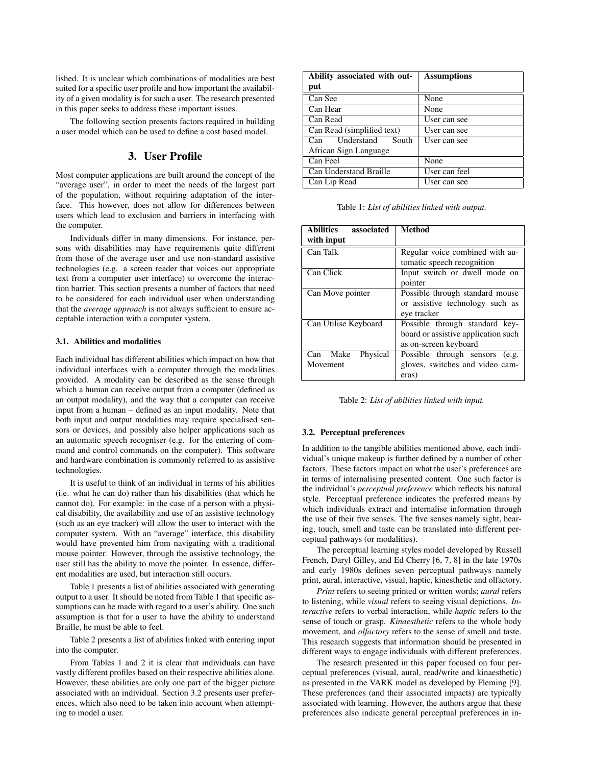lished. It is unclear which combinations of modalities are best suited for a specific user profile and how important the availability of a given modality is for such a user. The research presented in this paper seeks to address these important issues.

The following section presents factors required in building a user model which can be used to define a cost based model.

## 3. User Profile

Most computer applications are built around the concept of the "average user", in order to meet the needs of the largest part of the population, without requiring adaptation of the interface. This however, does not allow for differences between users which lead to exclusion and barriers in interfacing with the computer.

Individuals differ in many dimensions. For instance, persons with disabilities may have requirements quite different from those of the average user and use non-standard assistive technologies (e.g. a screen reader that voices out appropriate text from a computer user interface) to overcome the interaction barrier. This section presents a number of factors that need to be considered for each individual user when understanding that the *average approach* is not always sufficient to ensure acceptable interaction with a computer system.

### 3.1. Abilities and modalities

Each individual has different abilities which impact on how that individual interfaces with a computer through the modalities provided. A modality can be described as the sense through which a human can receive output from a computer (defined as an output modality), and the way that a computer can receive input from a human – defined as an input modality. Note that both input and output modalities may require specialised sensors or devices, and possibly also helper applications such as an automatic speech recogniser (e.g. for the entering of command and control commands on the computer). This software and hardware combination is commonly referred to as assistive technologies.

It is useful to think of an individual in terms of his abilities (i.e. what he can do) rather than his disabilities (that which he cannot do). For example: in the case of a person with a physical disability, the availability and use of an assistive technology (such as an eye tracker) will allow the user to interact with the computer system. With an "average" interface, this disability would have prevented him from navigating with a traditional mouse pointer. However, through the assistive technology, the user still has the ability to move the pointer. In essence, different modalities are used, but interaction still occurs.

Table 1 presents a list of abilities associated with generating output to a user. It should be noted from Table 1 that specific assumptions can be made with regard to a user's ability. One such assumption is that for a user to have the ability to understand Braille, he must be able to feel.

Table 2 presents a list of abilities linked with entering input into the computer.

From Tables 1 and 2 it is clear that individuals can have vastly different profiles based on their respective abilities alone. However, these abilities are only one part of the bigger picture associated with an individual. Section 3.2 presents user preferences, which also need to be taken into account when attempting to model a user.

| Ability associated with output | Assumptions |
|---|---|
| Can See | None |
| Can Hear | None |
| Can Read | User can see |
| Can Read (simplified text) | User can see |
| Can Understand South African Sign Language | User can see |
| Can Feel | None |
| Can Understand Braille | User can feel |
| Can Lip Read | User can see |

Table 1: *List of abilities linked with output.*

| Abilities associated with input | Method |
|---|---|
| Can Talk | Regular voice combined with automatic speech recognition |
| Can Click | Input switch or dwell mode on pointer |
| Can Move pointer | Possible through standard mouse or assistive technology such as eye tracker |
| Can Utilise Keyboard | Possible through standard keyboard or assistive application such as on-screen keyboard |
| Can Make Physical Movement | Possible through sensors (e.g. gloves, switches and video cameras) |

Table 2: *List of abilities linked with input.*

### 3.2. Perceptual preferences

In addition to the tangible abilities mentioned above, each individual's unique makeup is further defined by a number of other factors. These factors impact on what the user's preferences are in terms of internalising presented content. One such factor is the individual's *perceptual preference* which reflects his natural style. Perceptual preference indicates the preferred means by which individuals extract and internalise information through the use of their five senses. The five senses namely sight, hearing, touch, smell and taste can be translated into different perceptual pathways (or modalities).

The perceptual learning styles model developed by Russell French, Daryl Gilley, and Ed Cherry [6, 7, 8] in the late 1970s and early 1980s defines seven perceptual pathways namely print, aural, interactive, visual, haptic, kinesthetic and olfactory.

*Print* refers to seeing printed or written words; *aural* refers to listening, while *visual* refers to seeing visual depictions. *Interactive* refers to verbal interaction, while *haptic* refers to the sense of touch or grasp. *Kinaesthetic* refers to the whole body movement, and *olfactory* refers to the sense of smell and taste. This research suggests that information should be presented in different ways to engage individuals with different preferences.

The research presented in this paper focused on four perceptual preferences (visual, aural, read/write and kinaesthetic) as presented in the VARK model as developed by Fleming [9]. These preferences (and their associated impacts) are typically associated with learning. However, the authors argue that these preferences also indicate general perceptual preferences in in-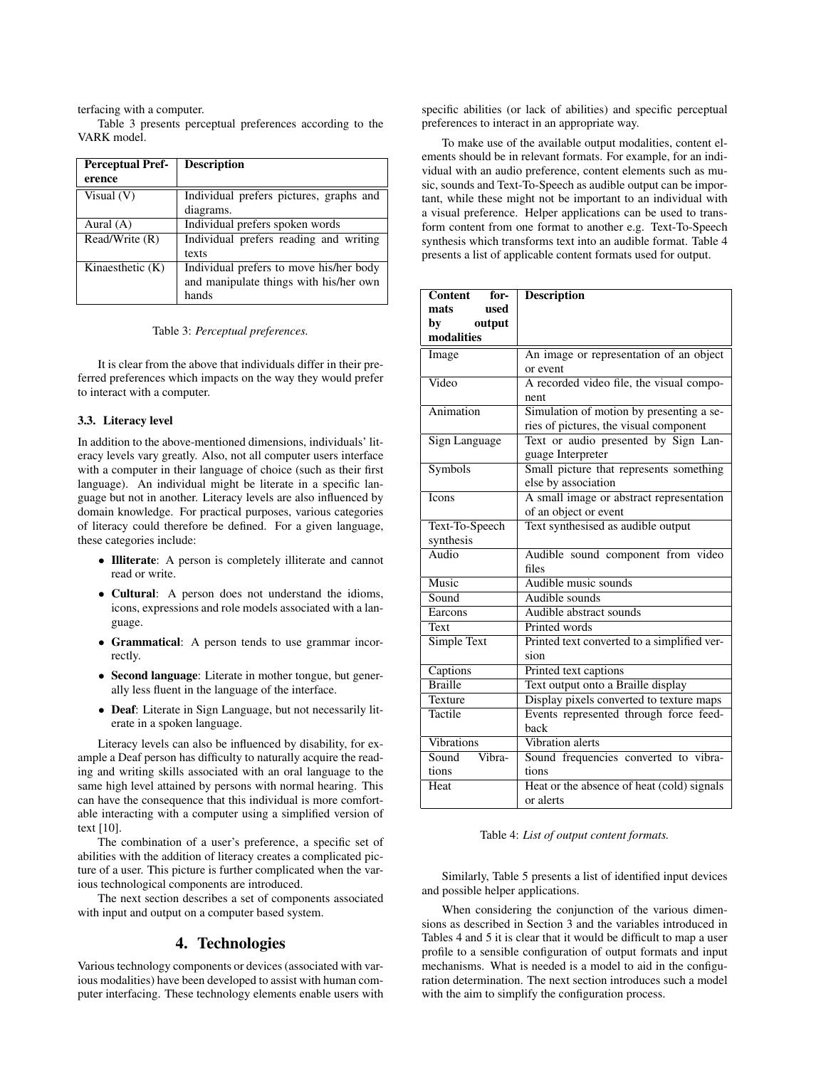terfacing with a computer.

Table 3 presents perceptual preferences according to the VARK model.

| Perceptual Preference | Description |
|---|---|
| Visual (V) | Individual prefers pictures, graphs and diagrams. |
| Aural (A) | Individual prefers spoken words |
| Read/Write (R) | Individual prefers reading and writing texts |
| Kinaesthetic (K) | Individual prefers to move his/her body and manipulate things with his/her own hands |

Table 3: *Perceptual preferences.*

It is clear from the above that individuals differ in their preferred preferences which impacts on the way they would prefer to interact with a computer.

### 3.3. Literacy level

In addition to the above-mentioned dimensions, individuals' literacy levels vary greatly. Also, not all computer users interface with a computer in their language of choice (such as their first language). An individual might be literate in a specific language but not in another. Literacy levels are also influenced by domain knowledge. For practical purposes, various categories of literacy could therefore be defined. For a given language, these categories include:

- **Illiterate**: A person is completely illiterate and cannot read or write.
- **Cultural**: A person does not understand the idioms, icons, expressions and role models associated with a language.
- **Grammatical**: A person tends to use grammar incorrectly.
- **Second language**: Literate in mother tongue, but generally less fluent in the language of the interface.
- **Deaf**: Literate in Sign Language, but not necessarily literate in a spoken language.

Literacy levels can also be influenced by disability, for example a Deaf person has difficulty to naturally acquire the reading and writing skills associated with an oral language to the same high level attained by persons with normal hearing. This can have the consequence that this individual is more comfortable interacting with a computer using a simplified version of text [10].

The combination of a user's preference, a specific set of abilities with the addition of literacy creates a complicated picture of a user. This picture is further complicated when the various technological components are introduced.

The next section describes a set of components associated with input and output on a computer based system.

## 4. Technologies

Various technology components or devices (associated with various modalities) have been developed to assist with human computer interfacing. These technology elements enable users with specific abilities (or lack of abilities) and specific perceptual preferences to interact in an appropriate way.

To make use of the available output modalities, content elements should be in relevant formats. For example, for an individual with an audio preference, content elements such as music, sounds and Text-To-Speech as audible output can be important, while these might not be important to an individual with a visual preference. Helper applications can be used to transform content from one format to another e.g. Text-To-Speech synthesis which transforms text into an audible format. Table 4 presents a list of applicable content formats used for output.

| Content formats used by output modalities | Description |
|---|---|
| Image | An image or representation of an object or event |
| Video | A recorded video file, the visual component |
| Animation | Simulation of motion by presenting a series of pictures, the visual component |
| Sign Language | Text or audio presented by Sign Language Interpreter |
| Symbols | Small picture that represents something else by association |
| Icons | A small image or abstract representation of an object or event |
| Text-To-Speech synthesis | Text synthesised as audible output |
| Audio | Audible sound component from video files |
| Music | Audible music sounds |
| Sound | Audible sounds |
| Earcons | Audible abstract sounds |
| Text | Printed words |
| Simple Text | Printed text converted to a simplified version |
| Captions | Printed text captions |
| Braille | Text output onto a Braille display |
| Texture | Display pixels converted to texture maps |
| Tactile | Events represented through force feedback |
| Vibrations | Vibration alerts |
| Sound Vibrations | Sound frequencies converted to vibrations |
| Heat | Heat or the absence of heat (cold) signals or alerts |

Table 4: *List of output content formats.*

Similarly, Table 5 presents a list of identified input devices and possible helper applications.

When considering the conjunction of the various dimensions as described in Section 3 and the variables introduced in Tables 4 and 5 it is clear that it would be difficult to map a user profile to a sensible configuration of output formats and input mechanisms. What is needed is a model to aid in the configuration determination. The next section introduces such a model with the aim to simplify the configuration process.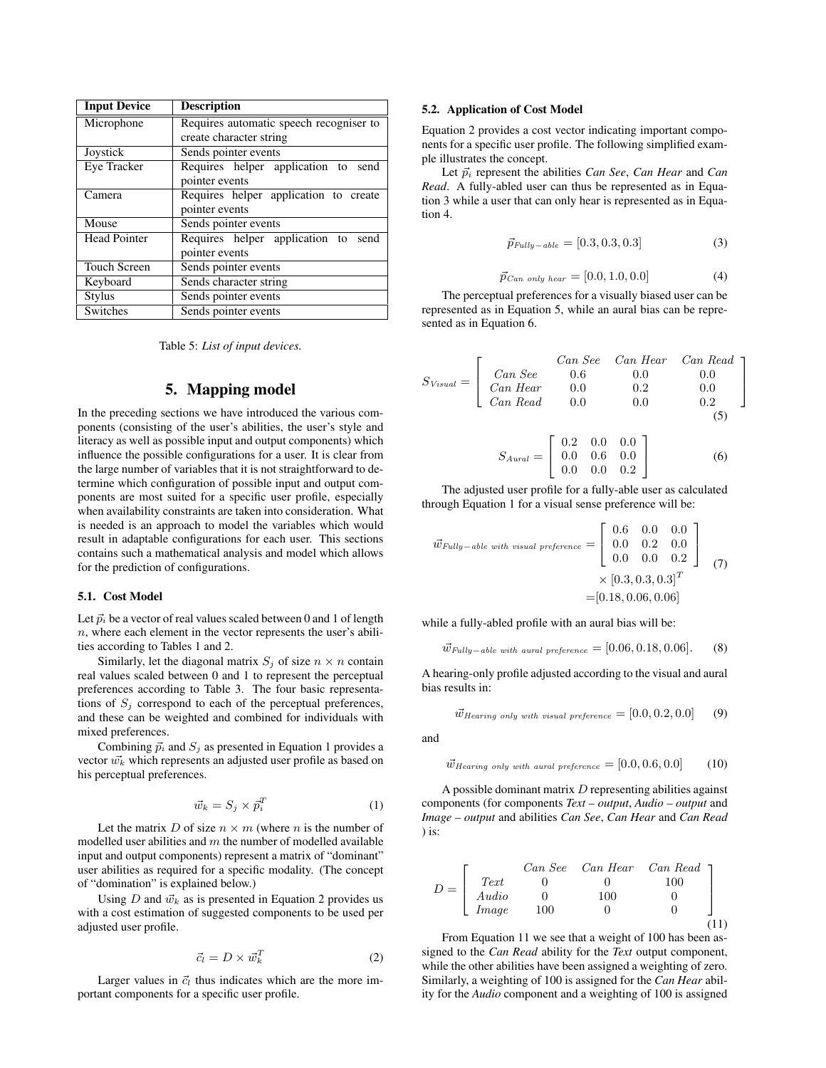| Input Device | Description |
|---|---|
| Microphone | Requires automatic speech recogniser to create character string |
| Joystick | Sends pointer events |
| Eye Tracker | Requires helper application to send pointer events |
| Camera | Requires helper application to create pointer events |
| Mouse | Sends pointer events |
| Head Pointer | Requires helper application to send pointer events |
| Touch Screen | Sends pointer events |
| Keyboard | Sends character string |
| Stylus | Sends pointer events |
| Switches | Sends pointer events |

Table 5: *List of input devices.*

## 5. Mapping model

In the preceding sections we have introduced the various components (consisting of the user's abilities, the user's style and literacy as well as possible input and output components) which influence the possible configurations for a user. It is clear from the large number of variables that it is not straightforward to determine which configuration of possible input and output components are most suited for a specific user profile, especially when availability constraints are taken into consideration. What is needed is an approach to model the variables which would result in adaptable configurations for each user. This sections contains such a mathematical analysis and model which allows for the prediction of configurations.

### 5.1. Cost Model

Let $\vec{p}_i$ be a vector of real values scaled between 0 and 1 of length $n$, where each element in the vector represents the user's abilities according to Tables 1 and 2.

Similarly, let the diagonal matrix $S_j$ of size $n \times n$ contain real values scaled between 0 and 1 to represent the perceptual preferences according to Table 3. The four basic representations of $S_j$ correspond to each of the perceptual preferences, and these can be weighted and combined for individuals with mixed preferences.

Combining $\vec{p}_i$ and $S_j$ as presented in Equation 1 provides a vector $\vec{w_k}$ which represents an adjusted user profile as based on his perceptual preferences.

$$\vec{w}_k = S_j \times \vec{p}_i^T \tag{1}$$

Let the matrix $D$ of size $n \times m$ (where $n$ is the number of modelled user abilities and $m$ the number of modelled available input and output components) represent a matrix of "dominant" user abilities as required for a specific modality. (The concept of "domination" is explained below.)

Using $D$ and $\vec{w}_k$ as is presented in Equation 2 provides us with a cost estimation of suggested components to be used per adjusted user profile.

$$\vec{c}_l = D \times \vec{w}_k^T \tag{2}$$

Larger values in $\vec{c}_l$ thus indicates which are the more important components for a specific user profile.

### 5.2. Application of Cost Model

Equation 2 provides a cost vector indicating important components for a specific user profile. The following simplified example illustrates the concept.

Let $\vec{p}_i$ represent the abilities *Can See*, *Can Hear* and *Can Read*. A fully-abled user can thus be represented as in Equation 3 while a user that can only hear is represented as in Equation 4.

$$\vec{p}_{Fully-able} = [0.3, 0.3, 0.3] \tag{3}$$

$$\vec{p}_{Can\ only\ hear} = [0.0, 1.0, 0.0] \tag{4}$$

The perceptual preferences for a visually biased user can be represented as in Equation 5, while an aural bias can be represented as in Equation 6.

$$S_{Visual} = \begin{bmatrix} & Can\ See & Can\ Hear & Can\ Read \\ Can\ See & 0.6 & 0.0 & 0.0 \\ Can\ Hear & 0.0 & 0.2 & 0.0 \\ Can\ Read & 0.0 & 0.0 & 0.2 \end{bmatrix} \tag{5}$$

$$S_{Aural} = \begin{bmatrix} 0.2 & 0.0 & 0.0 \\ 0.0 & 0.6 & 0.0 \\ 0.0 & 0.0 & 0.2 \end{bmatrix} \tag{6}$$

The adjusted user profile for a fully-able user as calculated through Equation 1 for a visual sense preference will be:

$$\begin{aligned} \vec{w}_{Fully-able\ with\ visual\ preference} &= \begin{bmatrix} 0.6 & 0.0 & 0.0 \\ 0.0 & 0.2 & 0.0 \\ 0.0 & 0.0 & 0.2 \end{bmatrix} \\ &\times [0.3, 0.3, 0.3]^T \\ &= [0.18, 0.06, 0.06] \end{aligned} \tag{7}$$

while a fully-abled profile with an aural bias will be:

$$\vec{w}_{Fully-able\ with\ aural\ preference} = [0.06, 0.18, 0.06]. \tag{8}$$

A hearing-only profile adjusted according to the visual and aural bias results in:

$$\vec{w}_{Hearing\ only\ with\ visual\ preference} = [0.0, 0.2, 0.0] \tag{9}$$

and

$$\vec{w}_{Hearing\ only\ with\ aural\ preference} = [0.0, 0.6, 0.0] \tag{10}$$

A possible dominant matrix $D$ representing abilities against components (for components *Text – output*, *Audio – output* and *Image – output* and abilities *Can See*, *Can Hear* and *Can Read* ) is:

$$D = \begin{bmatrix} & Can\ See & Can\ Hear & Can\ Read \\ Text & 0 & 0 & 100 \\ Audio & 0 & 100 & 0 \\ Image & 100 & 0 & 0 \end{bmatrix} \tag{11}$$

From Equation 11 we see that a weight of 100 has been assigned to the *Can Read* ability for the *Text* output component, while the other abilities have been assigned a weighting of zero. Similarly, a weighting of 100 is assigned for the *Can Hear* ability for the *Audio* component and a weighting of 100 is assigned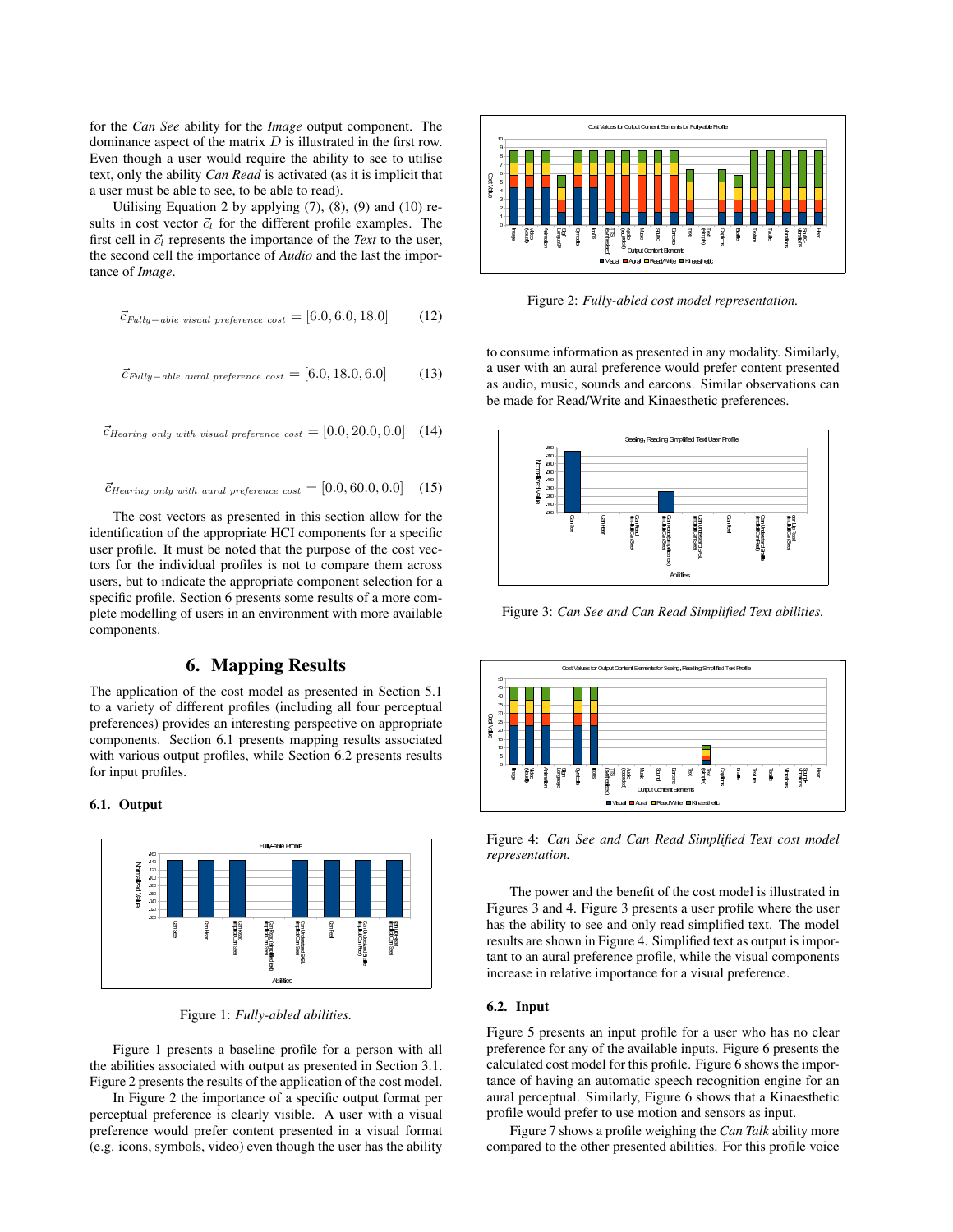for the *Can See* ability for the *Image* output component. The dominance aspect of the matrix $D$ is illustrated in the first row. Even though a user would require the ability to see to utilise text, only the ability *Can Read* is activated (as it is implicit that a user must be able to see, to be able to read).

Utilising Equation 2 by applying (7), (8), (9) and (10) results in cost vector $\vec{c}_l$ for the different profile examples. The first cell in $\vec{c}_l$ represents the importance of the *Text* to the user, the second cell the importance of *Audio* and the last the importance of *Image*.

$$\vec{c}_{Fully-able\ visual\ preference\ cost} = [6.0, 6.0, 18.0] \qquad (12)$$

$$\vec{c}_{Fully-able\ aural\ preference\ cost} = [6.0, 18.0, 6.0] \qquad (13)$$

$$\vec{c}_{Hearing\ only\ with\ visual\ preference\ cost} = [0.0, 20.0, 0.0] \qquad (14)$$

$$\vec{c}_{Hearing\ only\ with\ aural\ preference\ cost} = [0.0, 60.0, 0.0] \qquad (15)$$

The cost vectors as presented in this section allow for the identification of the appropriate HCI components for a specific user profile. It must be noted that the purpose of the cost vectors for the individual profiles is not to compare them across users, but to indicate the appropriate component selection for a specific profile. Section 6 presents some results of a more complete modelling of users in an environment with more available components.

## 6. Mapping Results

The application of the cost model as presented in Section 5.1 to a variety of different profiles (including all four perceptual preferences) provides an interesting perspective on appropriate components. Section 6.1 presents mapping results associated with various output profiles, while Section 6.2 presents results for input profiles.

### 6.1. Output

Figure 1: *Fully-abled abilities.*

Figure 1 presents a baseline profile for a person with all the abilities associated with output as presented in Section 3.1. Figure 2 presents the results of the application of the cost model.

In Figure 2 the importance of a specific output format per perceptual preference is clearly visible. A user with a visual preference would prefer content presented in a visual format (e.g. icons, symbols, video) even though the user has the ability to consume information as presented in any modality. Similarly, a user with an aural preference would prefer content presented as audio, music, sounds and earcons. Similar observations can be made for Read/Write and Kinaesthetic preferences.

Figure 2: *Fully-abled cost model representation.*

Figure 3: *Can See and Can Read Simplified Text abilities.*

Figure 4: *Can See and Can Read Simplified Text cost model representation.*

The power and the benefit of the cost model is illustrated in Figures 3 and 4. Figure 3 presents a user profile where the user has the ability to see and only read simplified text. The model results are shown in Figure 4. Simplified text as output is important to an aural preference profile, while the visual components increase in relative importance for a visual preference.

### 6.2. Input

Figure 5 presents an input profile for a user who has no clear preference for any of the available inputs. Figure 6 presents the calculated cost model for this profile. Figure 6 shows the importance of having an automatic speech recognition engine for an aural perceptual. Similarly, Figure 6 shows that a Kinaesthetic profile would prefer to use motion and sensors as input.

Figure 7 shows a profile weighing the *Can Talk* ability more compared to the other presented abilities. For this profile voice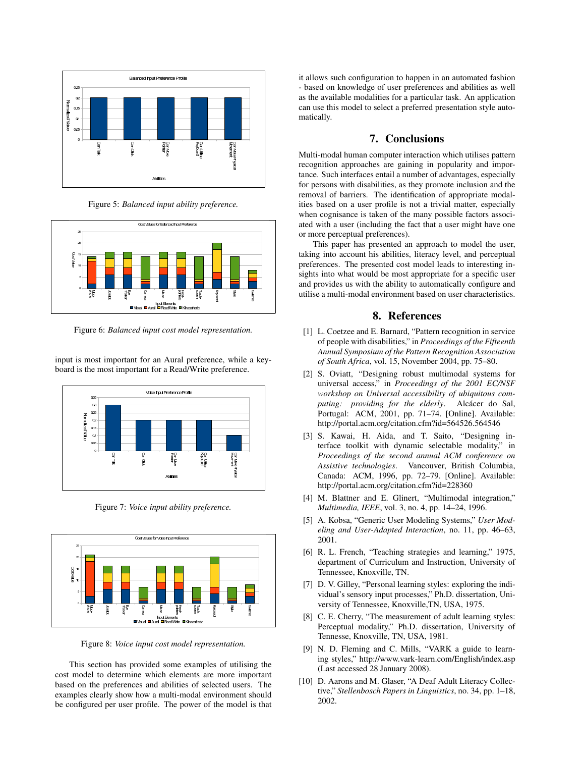Balanced Input Preference Profile

0.25
0.2
0.15
0.1
0.05
0

Normalised Value

Can Talk
Can Click
Can Move Pointer
Can Utilise Keyboard
Can Make Physical Movement

Abilities

Figure 5: *Balanced input ability preference.*

Cost Values for Balanced Input Preference

25
20
15
10
5
0

Cost Value

Micro-phone
Joystick
Eye Tracker
Camera
Mouse
Head-pointers
Touch-screen
Keyboard
Stylus
Switches

Input Elements

Visual Aural Read/Write Kinaesthetic

Figure 6: *Balanced input cost model representation.*

input is most important for an Aural preference, while a keyboard is the most important for a Read/Write preference.

Voice Input Preference Profile

0.35
0.3
0.25
0.2
0.15
0.1
0.05
0

Normalised Value

Can Talk
Can Click
Can Move Pointer
Can Utilise Keyboard
Can Make Physical Movement

Abilities

Figure 7: *Voice input ability preference.*

Cost Values for Voice Input Preference

25
20
15
10
5
0

Cost Value

Micro-phone
Joystick
Eye Tracker
Camera
Mouse
Head-pointers
Touch-screen
Keyboard
Stylus
Switches

Input Elements

Visual Aural Read/Write Kinaesthetic

Figure 8: *Voice input cost model representation.*

This section has provided some examples of utilising the cost model to determine which elements are more important based on the preferences and abilities of selected users. The examples clearly show how a multi-modal environment should be configured per user profile. The power of the model is that it allows such configuration to happen in an automated fashion - based on knowledge of user preferences and abilities as well as the available modalities for a particular task. An application can use this model to select a preferred presentation style automatically.

## 7. Conclusions

Multi-modal human computer interaction which utilises pattern recognition approaches are gaining in popularity and importance. Such interfaces entail a number of advantages, especially for persons with disabilities, as they promote inclusion and the removal of barriers. The identification of appropriate modalities based on a user profile is not a trivial matter, especially when cognisance is taken of the many possible factors associated with a user (including the fact that a user might have one or more perceptual preferences).

This paper has presented an approach to model the user, taking into account his abilities, literacy level, and perceptual preferences. The presented cost model leads to interesting insights into what would be most appropriate for a specific user and provides us with the ability to automatically configure and utilise a multi-modal environment based on user characteristics.

## 8. References

[1] L. Coetzee and E. Barnard, "Pattern recognition in service of people with disabilities," in *Proceedings of the Fifteenth Annual Symposium of the Pattern Recognition Association of South Africa*, vol. 15, November 2004, pp. 75–80.

[2] S. Oviatt, "Designing robust multimodal systems for universal access," in *Proceedings of the 2001 EC/NSF workshop on Universal accessibility of ubiquitous computing: providing for the elderly*. Alcácer do Sal, Portugal: ACM, 2001, pp. 71–74. [Online]. Available: http://portal.acm.org/citation.cfm?id=564526.564546

[3] S. Kawai, H. Aida, and T. Saito, "Designing interface toolkit with dynamic selectable modality," in *Proceedings of the second annual ACM conference on Assistive technologies*. Vancouver, British Columbia, Canada: ACM, 1996, pp. 72–79. [Online]. Available: http://portal.acm.org/citation.cfm?id=228360

[4] M. Blattner and E. Glinert, "Multimodal integration," *Multimedia, IEEE*, vol. 3, no. 4, pp. 14–24, 1996.

[5] A. Kobsa, "Generic User Modeling Systems," *User Modeling and User-Adapted Interaction*, no. 11, pp. 46–63, 2001.

[6] R. L. French, "Teaching strategies and learning," 1975, department of Curriculum and Instruction, University of Tennessee, Knoxville, TN.

[7] D. V. Gilley, "Personal learning styles: exploring the individual's sensory input processes," Ph.D. dissertation, University of Tennessee, Knoxville,TN, USA, 1975.

[8] C. E. Cherry, "The measurement of adult learning styles: Perceptual modality," Ph.D. dissertation, University of Tennesse, Knoxville, TN, USA, 1981.

[9] N. D. Fleming and C. Mills, "VARK a guide to learning styles," http://www.vark-learn.com/English/index.asp (Last accessed 28 January 2008).

[10] D. Aarons and M. Glaser, "A Deaf Adult Literacy Collective," *Stellenbosch Papers in Linguistics*, no. 34, pp. 1–18, 2002.